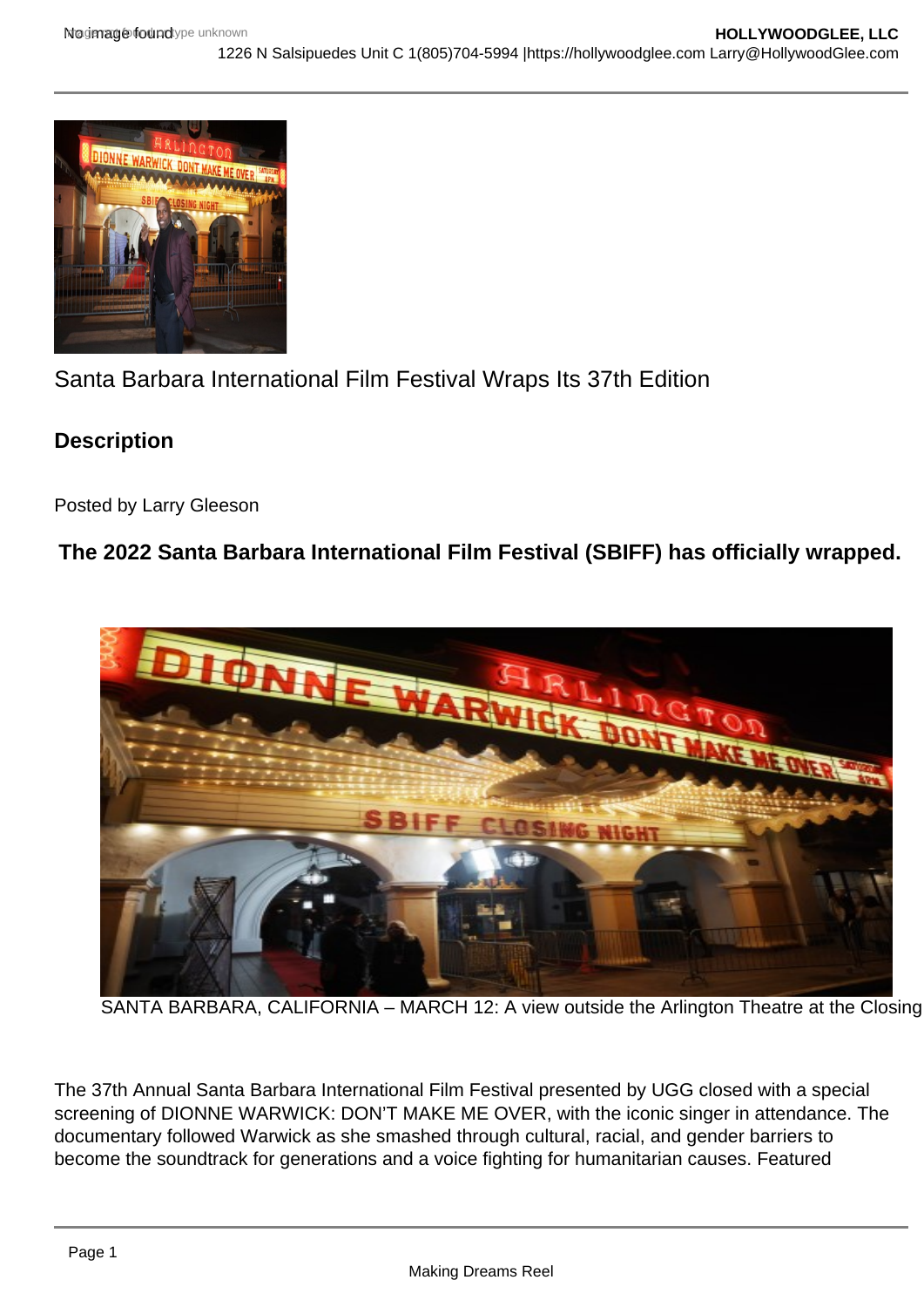Santa Barbara International Film Festival Wraps Its 37th Edition

## Description

Posted by Larry Gleeson

**The 2022 Santa Barbara International Film Festival (SBIFF) has officially wrapped.**

SANTA BARBARA, CALIFORNIA – MARCH 12: A view outside the Arlington Theatre at the Closing

The 37th Annual Santa Barbara International Film Festival presented by UGG closed with a special screening of DIONNE WARWICK: DON'T MAKE ME OVER, with the iconic singer in attendance. The documentary followed Warwick as she smashed through cultural, racial, and gender barriers to become the soundtrack for generations and a voice fighting for humanitarian causes. Featured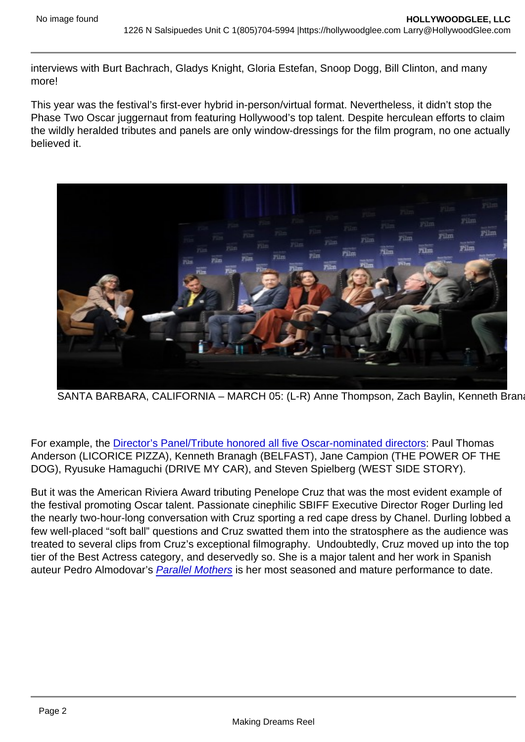interviews with Burt Bachrach, Gladys Knight, Gloria Estefan, Snoop Dogg, Bill Clinton, and many more!

This year was the festival's first-ever hybrid in-person/virtual format. Nevertheless, it didn't stop the Phase Two Oscar juggernaut from featuring Hollywood's top talent. Despite herculean efforts to claim the wildly heralded tributes and panels are only window-dressings for the film program, no one actually believed it.

SANTA BARBARA, CALIFORNIA – MARCH 05: (L-R) Anne Thompson, Zach Baylin, Kenneth Brana

For example, the Director's Panel/Tribute honored all five Oscar-nominated directors: Paul Thomas Anderson (LICORICE PIZZA), Kenneth Branagh (BELFAST), Jane Campion (THE POWER OF THE DOG), Ryusuke Hamaguchi (DRIVE MY CAR), and Steven Spielberg (WEST SIDE STORY).

But it was the American Riviera Award tributing Penelope Cruz that was the most evident example of the festival promoting Oscar talent. Passionate cinephilic SBIFF Executive Director Roger Durling led the nearly two-hour-long conversation with Cruz sporting a red cape dress by Chanel. Durling lobbed a few well-placed "soft ball" questions and Cruz swatted them into the stratosphere as the audience was treated to several clips from Cruz's exceptional filmography. Undoubtedly, Cruz moved up into the top tier of the Best Actress category, and deservedly so. She is a major talent and her work in Spanish auteur Pedro Almodovar's *Parallel Mothers* is her most seasoned and mature performance to date.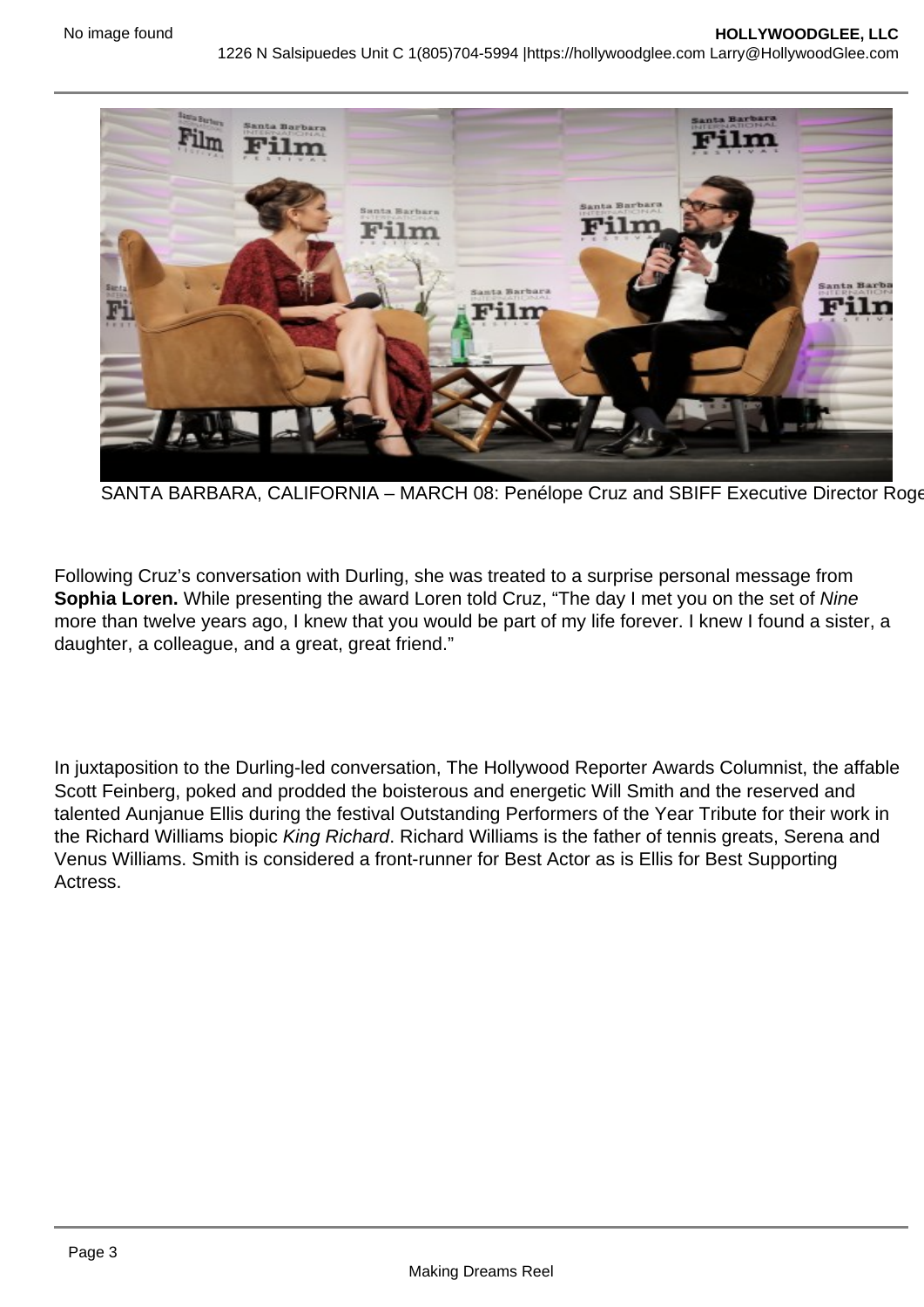SANTA BARBARA, CALIFORNIA – MARCH 08: Penélope Cruz and SBIFF Executive Director Roge

Following Cruz's conversation with Durling, she was treated to a surprise personal message from **Sophia Loren.** While presenting the award Loren told Cruz, "The day I met you on the set of *Nine* more than twelve years ago, I knew that you would be part of my life forever. I knew I found a sister, a daughter, a colleague, and a great, great friend."

In juxtaposition to the Durling-led conversation, The Hollywood Reporter Awards Columnist, the affable Scott Feinberg, poked and prodded the boisterous and energetic Will Smith and the reserved and talented Aunjanue Ellis during the festival Outstanding Performers of the Year Tribute for their work in the Richard Williams biopic *King Richard*. Richard Williams is the father of tennis greats, Serena and Venus Williams. Smith is considered a front-runner for Best Actor as is Ellis for Best Supporting Actress.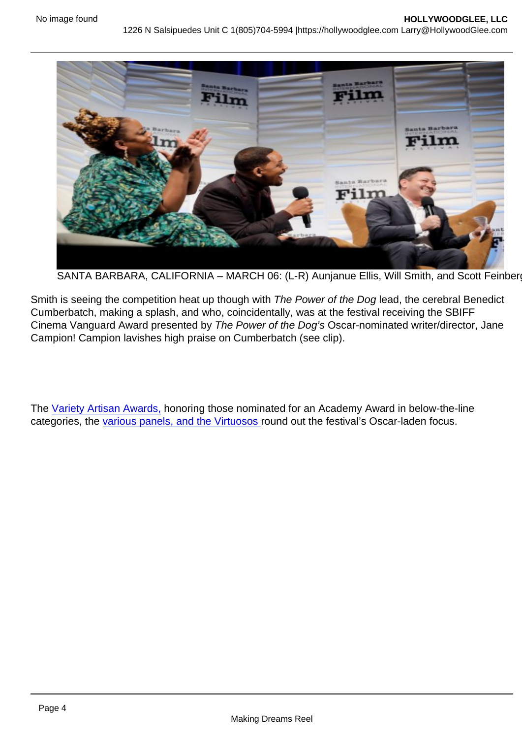SANTA BARBARA, CALIFORNIA – MARCH 06: (L-R) Aunjanue Ellis, Will Smith, and Scott Feinberg

Smith is seeing the competition heat up though with *The Power of the Dog* lead, the cerebral Benedict Cumberbatch, making a splash, and who, coincidentally, was at the festival receiving the SBIFF Cinema Vanguard Award presented by *The Power of the Dog's* Oscar-nominated writer/director, Jane Campion! Campion lavishes high praise on Cumberbatch (see clip).

The Variety Artisan Awards, honoring those nominated for an Academy Award in below-the-line categories, the various panels, and the Virtuosos round out the festival's Oscar-laden focus.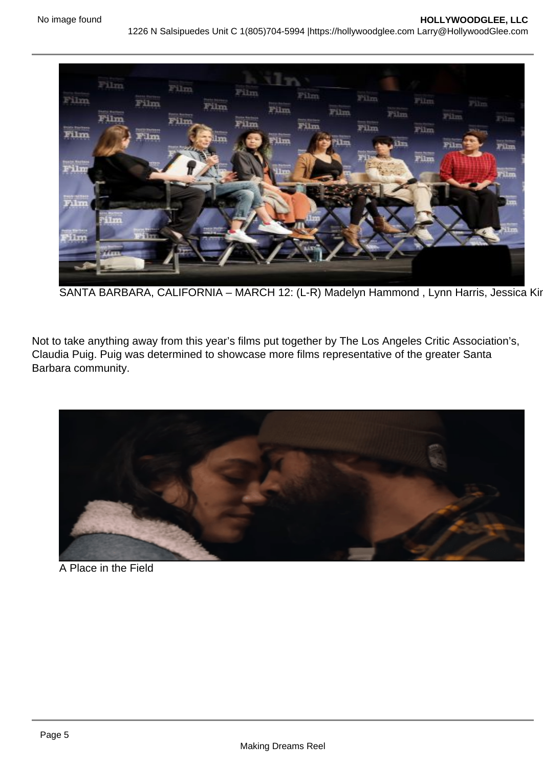SANTA BARBARA, CALIFORNIA – MARCH 12: (L-R) Madelyn Hammond , Lynn Harris, Jessica Kir

Not to take anything away from this year's films put together by The Los Angeles Critic Association's, Claudia Puig. Puig was determined to showcase more films representative of the greater Santa Barbara community.

A Place in the Field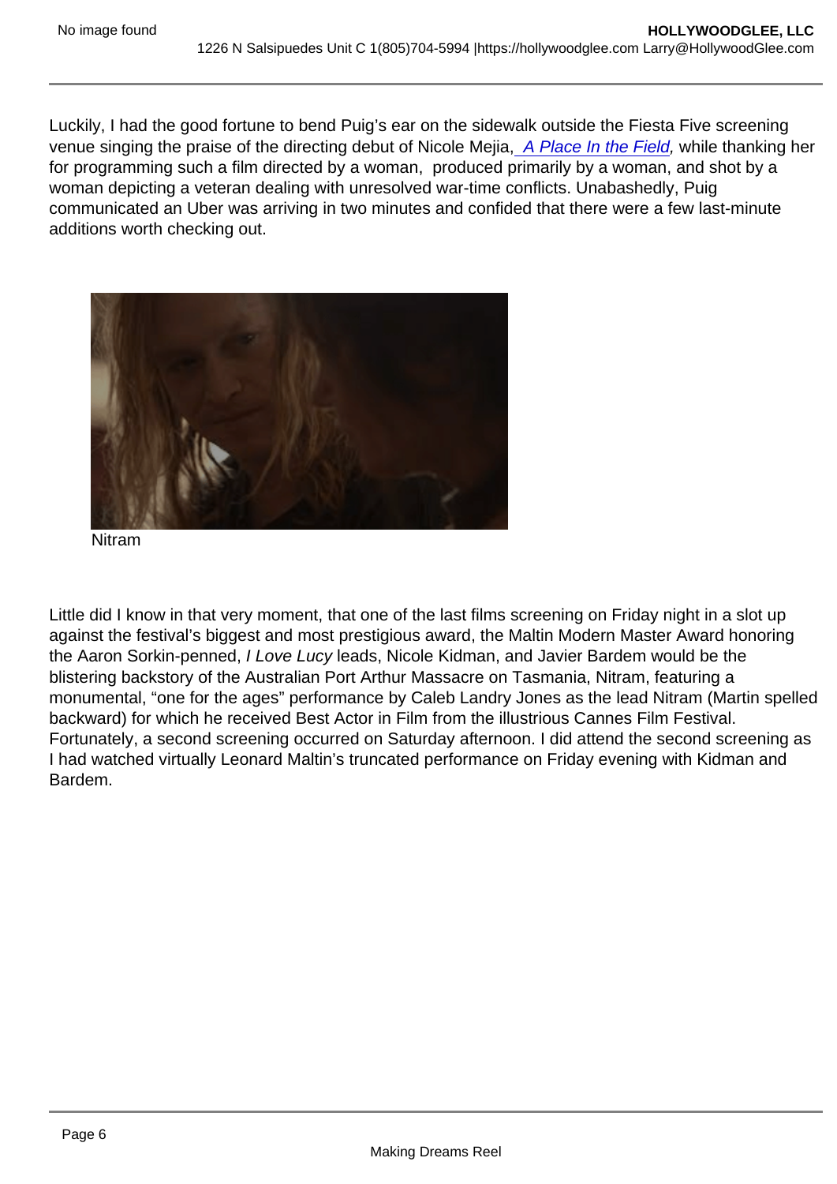Luckily, I had the good fortune to bend Puig's ear on the sidewalk outside the Fiesta Five screening venue singing the praise of the directing debut of Nicole Mejia, *A Place In the Field*, while thanking her for programming such a film directed by a woman, produced primarily by a woman, and shot by a woman depicting a veteran dealing with unresolved war-time conflicts. Unabashedly, Puig communicated an Uber was arriving in two minutes and confided that there were a few last-minute additions worth checking out.

Nitram

Little did I know in that very moment, that one of the last films screening on Friday night in a slot up against the festival's biggest and most prestigious award, the Maltin Modern Master Award honoring the Aaron Sorkin-penned, *I Love Lucy* leads, Nicole Kidman, and Javier Bardem would be the blistering backstory of the Australian Port Arthur Massacre on Tasmania, Nitram, featuring a monumental, "one for the ages" performance by Caleb Landry Jones as the lead Nitram (Martin spelled backward) for which he received Best Actor in Film from the illustrious Cannes Film Festival. Fortunately, a second screening occurred on Saturday afternoon. I did attend the second screening as I had watched virtually Leonard Maltin's truncated performance on Friday evening with Kidman and Bardem.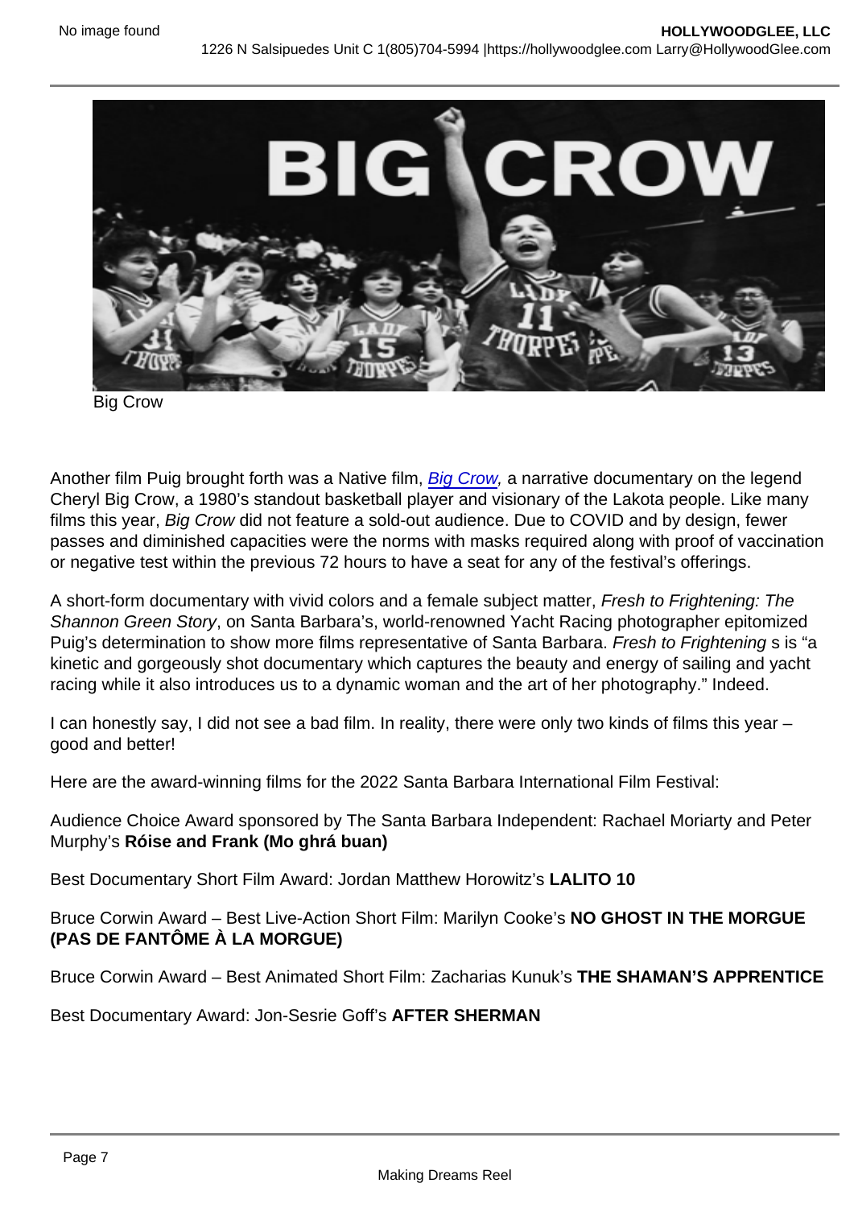Big Crow

Another film Puig brought forth was a Native film, [Big Crow](), a narrative documentary on the legend Cheryl Big Crow, a 1980's standout basketball player and visionary of the Lakota people. Like many films this year, *Big Crow* did not feature a sold-out audience. Due to COVID and by design, fewer passes and diminished capacities were the norms with masks required along with proof of vaccination or negative test within the previous 72 hours to have a seat for any of the festival's offerings.

A short-form documentary with vivid colors and a female subject matter, *Fresh to Frightening: The Shannon Green Story*, on Santa Barbara's, world-renowned Yacht Racing photographer epitomized Puig's determination to show more films representative of Santa Barbara. *Fresh to Frightening* s is "a kinetic and gorgeously shot documentary which captures the beauty and energy of sailing and yacht racing while it also introduces us to a dynamic woman and the art of her photography." Indeed.

I can honestly say, I did not see a bad film. In reality, there were only two kinds of films this year – good and better!

Here are the award-winning films for the 2022 Santa Barbara International Film Festival:

Audience Choice Award sponsored by The Santa Barbara Independent: Rachael Moriarty and Peter Murphy's **Róise and Frank (Mo ghrá buan)**

Best Documentary Short Film Award: Jordan Matthew Horowitz's **LALITO 10**

Bruce Corwin Award – Best Live-Action Short Film: Marilyn Cooke's **NO GHOST IN THE MORGUE (PAS DE FANTÔME À LA MORGUE)**

Bruce Corwin Award – Best Animated Short Film: Zacharias Kunuk's **THE SHAMAN'S APPRENTICE**

Best Documentary Award: Jon-Sesrie Goff's **AFTER SHERMAN**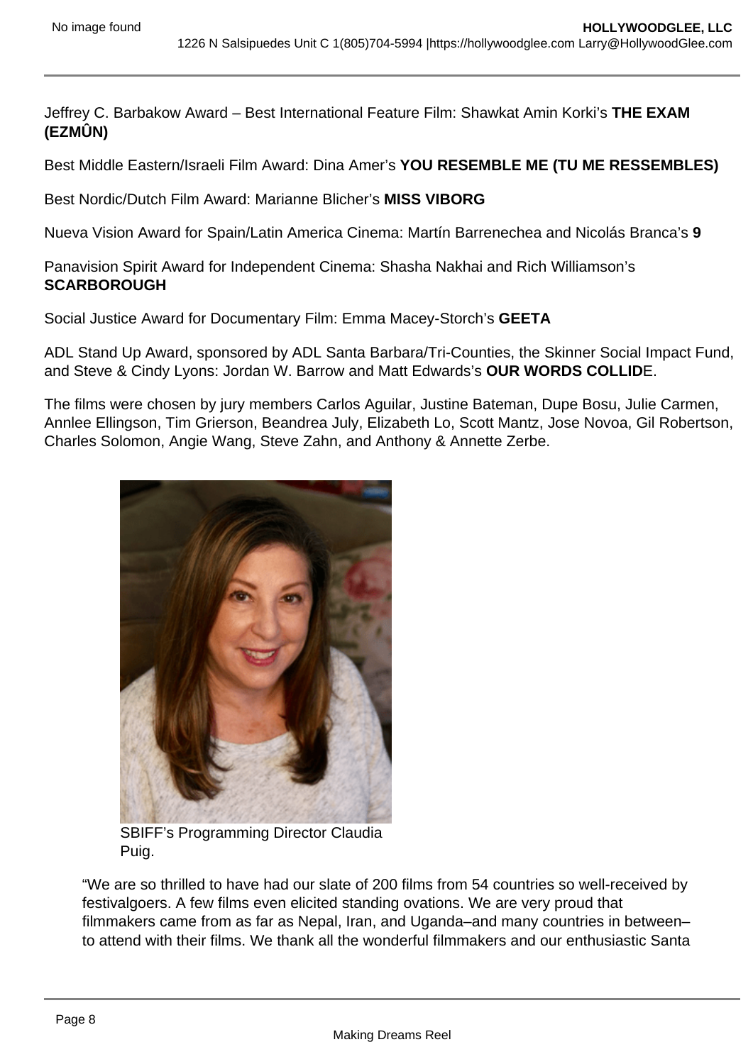Jeffrey C. Barbakow Award – Best International Feature Film: Shawkat Amin Korki's **THE EXAM (EZMÛN)**

Best Middle Eastern/Israeli Film Award: Dina Amer's **YOU RESEMBLE ME (TU ME RESSEMBLES)**

Best Nordic/Dutch Film Award: Marianne Blicher's **MISS VIBORG**

Nueva Vision Award for Spain/Latin America Cinema: Martín Barrenechea and Nicolás Branca's **9**

Panavision Spirit Award for Independent Cinema: Shasha Nakhai and Rich Williamson's **SCARBOROUGH**

Social Justice Award for Documentary Film: Emma Macey-Storch's **GEETA**

ADL Stand Up Award, sponsored by ADL Santa Barbara/Tri-Counties, the Skinner Social Impact Fund, and Steve & Cindy Lyons: Jordan W. Barrow and Matt Edwards's **OUR WORDS COLLID**E.

The films were chosen by jury members Carlos Aguilar, Justine Bateman, Dupe Bosu, Julie Carmen, Annlee Ellingson, Tim Grierson, Beandrea July, Elizabeth Lo, Scott Mantz, Jose Novoa, Gil Robertson, Charles Solomon, Angie Wang, Steve Zahn, and Anthony & Annette Zerbe.

SBIFF's Programming Director Claudia Puig.

"We are so thrilled to have had our slate of 200 films from 54 countries so well-received by festivalgoers. A few films even elicited standing ovations. We are very proud that filmmakers came from as far as Nepal, Iran, and Uganda–and many countries in between–to attend with their films. We thank all the wonderful filmmakers and our enthusiastic Santa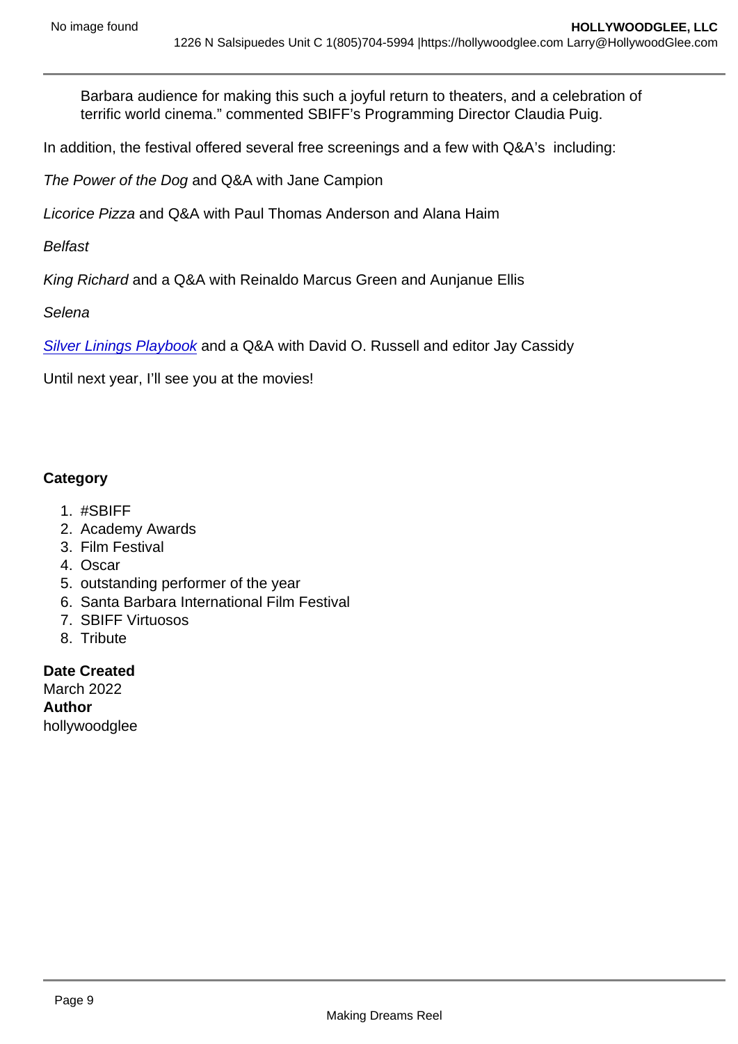> Barbara audience for making this such a joyful return to theaters, and a celebration of terrific world cinema." commented SBIFF's Programming Director Claudia Puig.

In addition, the festival offered several free screenings and a few with Q&A's including:

*The Power of the Dog* and Q&A with Jane Campion

*Licorice Pizza* and Q&A with Paul Thomas Anderson and Alana Haim

*Belfast*

*King Richard* and a Q&A with Reinaldo Marcus Green and Aunjanue Ellis

*Selena*

*Silver Linings Playbook* and a Q&A with David O. Russell and editor Jay Cassidy

Until next year, I'll see you at the movies!

**Category**

1. #SBIFF
2. Academy Awards
3. Film Festival
4. Oscar
5. outstanding performer of the year
6. Santa Barbara International Film Festival
7. SBIFF Virtuosos
8. Tribute

**Date Created**
March 2022
**Author**
hollywoodglee